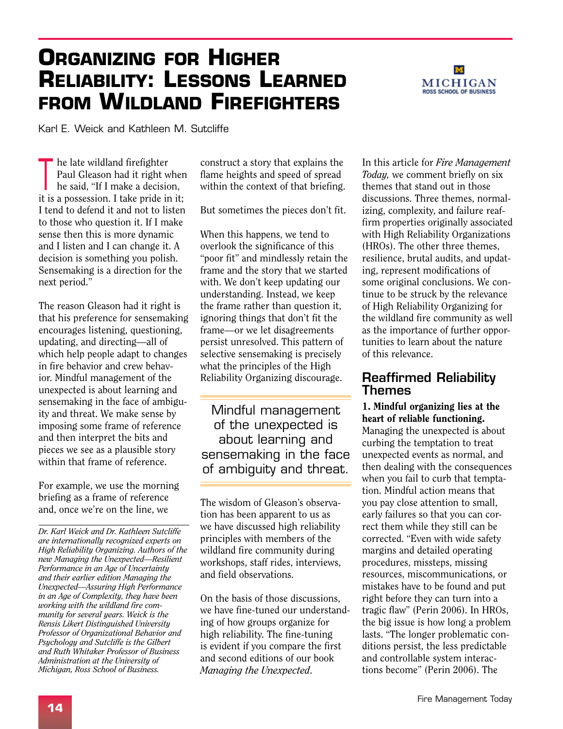# Organizing for Higher Reliability: Lessons Learned from Wildland Firefighters

Karl E. Weick and Kathleen M. Sutcliffe

The late wildland firefighter Paul Gleason had it right when he said, "If I make a decision, it is a possession. I take pride in it; I tend to defend it and not to listen to those who question it. If I make sense then this is more dynamic and I listen and I can change it. A decision is something you polish. Sensemaking is a direction for the next period."

The reason Gleason had it right is that his preference for sensemaking encourages listening, questioning, updating, and directing—all of which help people adapt to changes in fire behavior and crew behavior. Mindful management of the unexpected is about learning and sensemaking in the face of ambiguity and threat. We make sense by imposing some frame of reference and then interpret the bits and pieces we see as a plausible story within that frame of reference.

For example, we use the morning briefing as a frame of reference and, once we're on the line, we construct a story that explains the flame heights and speed of spread within the context of that briefing.

But sometimes the pieces don't fit.

When this happens, we tend to overlook the significance of this "poor fit" and mindlessly retain the frame and the story that we started with. We don't keep updating our understanding. Instead, we keep the frame rather than question it, ignoring things that don't fit the frame—or we let disagreements persist unresolved. This pattern of selective sensemaking is precisely what the principles of the High Reliability Organizing discourage.

> Mindful management of the unexpected is about learning and sensemaking in the face of ambiguity and threat.

The wisdom of Gleason's observation has been apparent to us as we have discussed high reliability principles with members of the wildland fire community during workshops, staff rides, interviews, and field observations.

On the basis of those discussions, we have fine-tuned our understanding of how groups organize for high reliability. The fine-tuning is evident if you compare the first and second editions of our book *Managing the Unexpected*.

In this article for *Fire Management Today,* we comment briefly on six themes that stand out in those discussions. Three themes, normalizing, complexity, and failure reaffirm properties originally associated with High Reliability Organizations (HROs). The other three themes, resilience, brutal audits, and updating, represent modifications of some original conclusions. We continue to be struck by the relevance of High Reliability Organizing for the wildland fire community as well as the importance of further opportunities to learn about the nature of this relevance.

*Dr. Karl Weick and Dr. Kathleen Sutcliffe are internationally recognized experts on High Reliability Organizing. Authors of the new Managing the Unexpected—Resilient Performance in an Age of Uncertainty and their earlier edition Managing the Unexpected—Assuring High Performance in an Age of Complexity, they have been working with the wildland fire community for several years. Weick is the Rensis Likert Distinguished University Professor of Organizational Behavior and Psychology and Sutcliffe is the Gilbert and Ruth Whitaker Professor of Business Administration at the University of Michigan, Ross School of Business.*

## Reaffirmed Reliability Themes

**1. Mindful organizing lies at the heart of reliable functioning.** Managing the unexpected is about curbing the temptation to treat unexpected events as normal, and then dealing with the consequences when you fail to curb that temptation. Mindful action means that you pay close attention to small, early failures so that you can correct them while they still can be corrected. "Even with wide safety margins and detailed operating procedures, missteps, missing resources, miscommunications, or mistakes have to be found and put right before they can turn into a tragic flaw" (Perin 2006). In HROs, the big issue is how long a problem lasts. "The longer problematic conditions persist, the less predictable and controllable system interactions become" (Perin 2006). The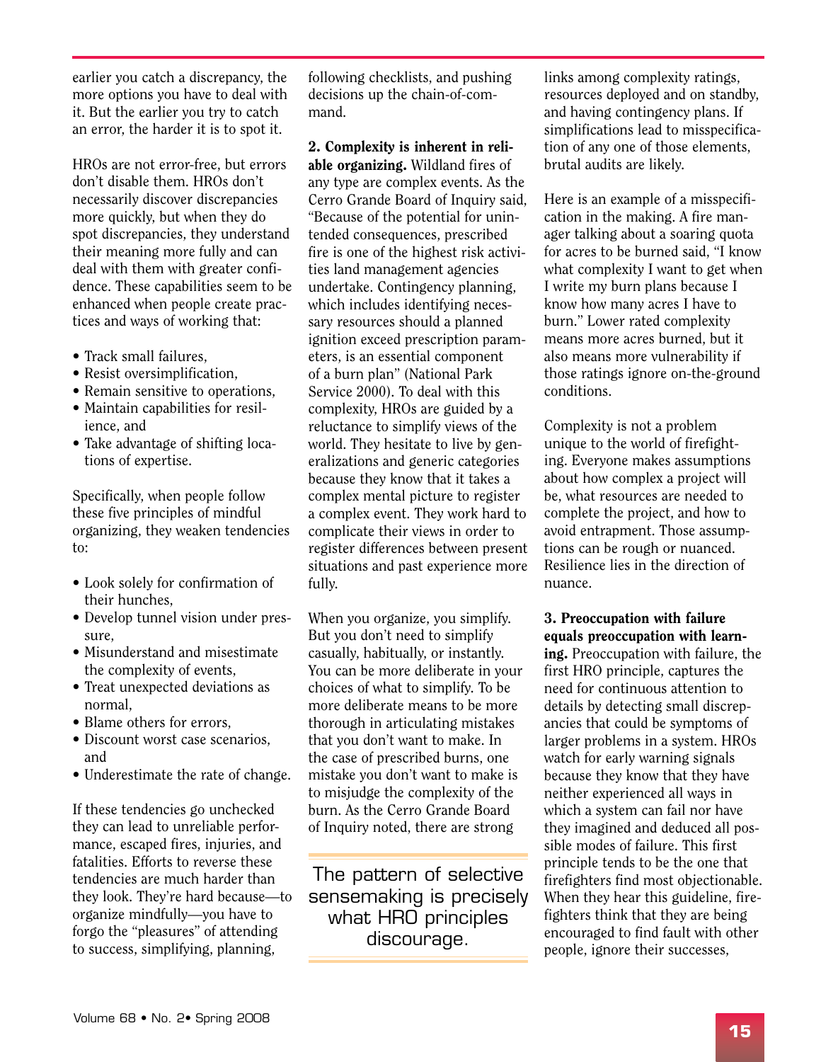earlier you catch a discrepancy, the more options you have to deal with it. But the earlier you try to catch an error, the harder it is to spot it.

HROs are not error-free, but errors don't disable them. HROs don't necessarily discover discrepancies more quickly, but when they do spot discrepancies, they understand their meaning more fully and can deal with them with greater confidence. These capabilities seem to be enhanced when people create practices and ways of working that:

- Track small failures,
- Resist oversimplification,
- Remain sensitive to operations,
- Maintain capabilities for resilience, and
- Take advantage of shifting locations of expertise.

Specifically, when people follow these five principles of mindful organizing, they weaken tendencies to:

- Look solely for confirmation of their hunches,
- Develop tunnel vision under pressure,
- Misunderstand and misestimate the complexity of events,
- Treat unexpected deviations as normal,
- Blame others for errors,
- Discount worst case scenarios, and
- Underestimate the rate of change.

If these tendencies go unchecked they can lead to unreliable performance, escaped fires, injuries, and fatalities. Efforts to reverse these tendencies are much harder than they look. They're hard because—to organize mindfully—you have to forgo the "pleasures" of attending to success, simplifying, planning, following checklists, and pushing decisions up the chain-of-command.

**2. Complexity is inherent in reliable organizing.** Wildland fires of any type are complex events. As the Cerro Grande Board of Inquiry said, "Because of the potential for unintended consequences, prescribed fire is one of the highest risk activities land management agencies undertake. Contingency planning, which includes identifying necessary resources should a planned ignition exceed prescription parameters, is an essential component of a burn plan" (National Park Service 2000). To deal with this complexity, HROs are guided by a reluctance to simplify views of the world. They hesitate to live by generalizations and generic categories because they know that it takes a complex mental picture to register a complex event. They work hard to complicate their views in order to register differences between present situations and past experience more fully.

When you organize, you simplify. But you don't need to simplify casually, habitually, or instantly. You can be more deliberate in your choices of what to simplify. To be more deliberate means to be more thorough in articulating mistakes that you don't want to make. In the case of prescribed burns, one mistake you don't want to make is to misjudge the complexity of the burn. As the Cerro Grande Board of Inquiry noted, there are strong links among complexity ratings, resources deployed and on standby, and having contingency plans. If simplifications lead to misspecification of any one of those elements, brutal audits are likely.

> The pattern of selective sensemaking is precisely what HRO principles discourage.

Here is an example of a misspecification in the making. A fire manager talking about a soaring quota for acres to be burned said, "I know what complexity I want to get when I write my burn plans because I know how many acres I have to burn." Lower rated complexity means more acres burned, but it also means more vulnerability if those ratings ignore on-the-ground conditions.

Complexity is not a problem unique to the world of firefighting. Everyone makes assumptions about how complex a project will be, what resources are needed to complete the project, and how to avoid entrapment. Those assumptions can be rough or nuanced. Resilience lies in the direction of nuance.

**3. Preoccupation with failure equals preoccupation with learning.** Preoccupation with failure, the first HRO principle, captures the need for continuous attention to details by detecting small discrepancies that could be symptoms of larger problems in a system. HROs watch for early warning signals because they know that they have neither experienced all ways in which a system can fail nor have they imagined and deduced all possible modes of failure. This first principle tends to be the one that firefighters find most objectionable. When they hear this guideline, firefighters think that they are being encouraged to find fault with other people, ignore their successes,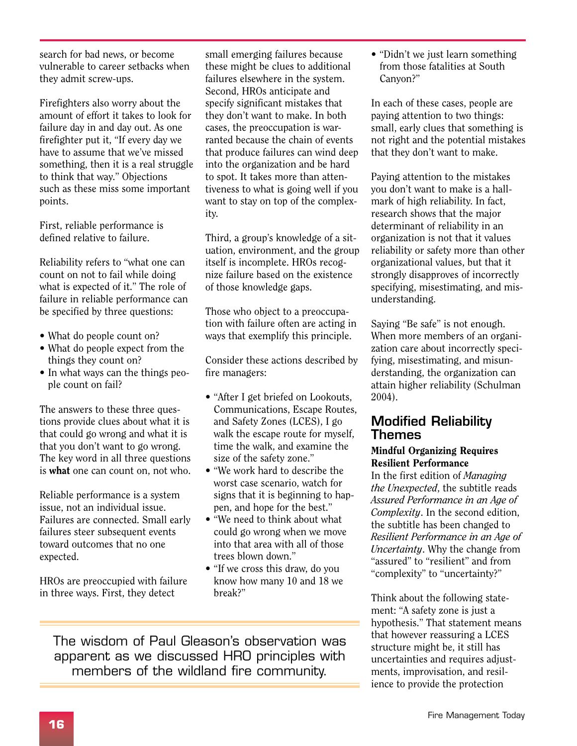search for bad news, or become vulnerable to career setbacks when they admit screw-ups.

Firefighters also worry about the amount of effort it takes to look for failure day in and day out. As one firefighter put it, "If every day we have to assume that we've missed something, then it is a real struggle to think that way." Objections such as these miss some important points.

First, reliable performance is defined relative to failure.

Reliability refers to "what one can count on not to fail while doing what is expected of it." The role of failure in reliable performance can be specified by three questions:

- What do people count on?
- What do people expect from the things they count on?
- In what ways can the things people count on fail?

The answers to these three questions provide clues about what it is that could go wrong and what it is that you don't want to go wrong. The key word in all three questions is **what** one can count on, not who.

Reliable performance is a system issue, not an individual issue. Failures are connected. Small early failures steer subsequent events toward outcomes that no one expected.

HROs are preoccupied with failure in three ways. First, they detect small emerging failures because these might be clues to additional failures elsewhere in the system. Second, HROs anticipate and specify significant mistakes that they don't want to make. In both cases, the preoccupation is warranted because the chain of events that produce failures can wind deep into the organization and be hard to spot. It takes more than attentiveness to what is going well if you want to stay on top of the complexity.

Third, a group's knowledge of a situation, environment, and the group itself is incomplete. HROs recognize failure based on the existence of those knowledge gaps.

Those who object to a preoccupation with failure often are acting in ways that exemplify this principle.

Consider these actions described by fire managers:

- "After I get briefed on Lookouts, Communications, Escape Routes, and Safety Zones (LCES), I go walk the escape route for myself, time the walk, and examine the size of the safety zone."
- "We work hard to describe the worst case scenario, watch for signs that it is beginning to happen, and hope for the best."
- "We need to think about what could go wrong when we move into that area with all of those trees blown down."
- "If we cross this draw, do you know how many 10 and 18 we break?"
- "Didn't we just learn something from those fatalities at South Canyon?"

In each of these cases, people are paying attention to two things: small, early clues that something is not right and the potential mistakes that they don't want to make.

Paying attention to the mistakes you don't want to make is a hallmark of high reliability. In fact, research shows that the major determinant of reliability in an organization is not that it values reliability or safety more than other organizational values, but that it strongly disapproves of incorrectly specifying, misestimating, and misunderstanding.

Saying "Be safe" is not enough. When more members of an organization care about incorrectly specifying, misestimating, and misunderstanding, the organization can attain higher reliability (Schulman 2004).

> The wisdom of Paul Gleason's observation was apparent as we discussed HRO principles with members of the wildland fire community.

## Modified Reliability Themes

### Mindful Organizing Requires Resilient Performance

In the first edition of *Managing the Unexpected*, the subtitle reads *Assured Performance in an Age of Complexity*. In the second edition, the subtitle has been changed to *Resilient Performance in an Age of Uncertainty*. Why the change from "assured" to "resilient" and from "complexity" to "uncertainty?"

Think about the following statement: "A safety zone is just a hypothesis." That statement means that however reassuring a LCES structure might be, it still has uncertainties and requires adjustments, improvisation, and resilience to provide the protection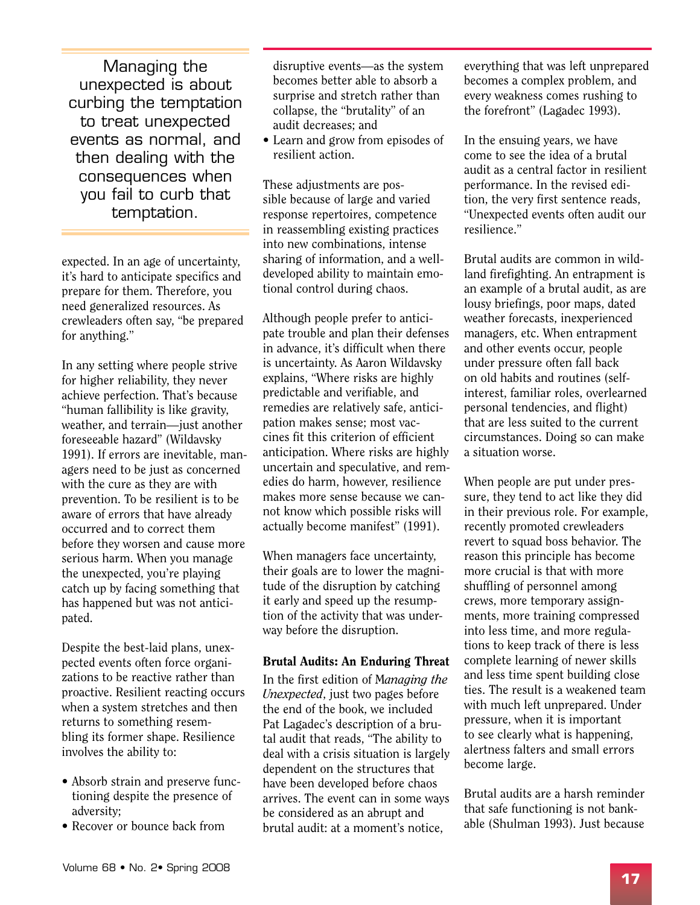> Managing the unexpected is about curbing the temptation to treat unexpected events as normal, and then dealing with the consequences when you fail to curb that temptation.

expected. In an age of uncertainty, it's hard to anticipate specifics and prepare for them. Therefore, you need generalized resources. As crewleaders often say, "be prepared for anything."

In any setting where people strive for higher reliability, they never achieve perfection. That's because "human fallibility is like gravity, weather, and terrain—just another foreseeable hazard" (Wildavsky 1991). If errors are inevitable, managers need to be just as concerned with the cure as they are with prevention. To be resilient is to be aware of errors that have already occurred and to correct them before they worsen and cause more serious harm. When you manage the unexpected, you're playing catch up by facing something that has happened but was not anticipated.

Despite the best-laid plans, unexpected events often force organizations to be reactive rather than proactive. Resilient reacting occurs when a system stretches and then returns to something resembling its former shape. Resilience involves the ability to:

- Absorb strain and preserve functioning despite the presence of adversity;
- Recover or bounce back from disruptive events—as the system becomes better able to absorb a surprise and stretch rather than collapse, the "brutality" of an audit decreases; and
- Learn and grow from episodes of resilient action.

These adjustments are possible because of large and varied response repertoires, competence in reassembling existing practices into new combinations, intense sharing of information, and a well-developed ability to maintain emotional control during chaos.

Although people prefer to anticipate trouble and plan their defenses in advance, it's difficult when there is uncertainty. As Aaron Wildavsky explains, "Where risks are highly predictable and verifiable, and remedies are relatively safe, anticipation makes sense; most vaccines fit this criterion of efficient anticipation. Where risks are highly uncertain and speculative, and remedies do harm, however, resilience makes more sense because we cannot know which possible risks will actually become manifest" (1991).

When managers face uncertainty, their goals are to lower the magnitude of the disruption by catching it early and speed up the resumption of the activity that was underway before the disruption.

### Brutal Audits: An Enduring Threat

In the first edition of *Managing the Unexpected*, just two pages before the end of the book, we included Pat Lagadec's description of a brutal audit that reads, "The ability to deal with a crisis situation is largely dependent on the structures that have been developed before chaos arrives. The event can in some ways be considered as an abrupt and brutal audit: at a moment's notice, everything that was left unprepared becomes a complex problem, and every weakness comes rushing to the forefront" (Lagadec 1993).

In the ensuing years, we have come to see the idea of a brutal audit as a central factor in resilient performance. In the revised edition, the very first sentence reads, "Unexpected events often audit our resilience."

Brutal audits are common in wildland firefighting. An entrapment is an example of a brutal audit, as are lousy briefings, poor maps, dated weather forecasts, inexperienced managers, etc. When entrapment and other events occur, people under pressure often fall back on old habits and routines (self-interest, familiar roles, overlearned personal tendencies, and flight) that are less suited to the current circumstances. Doing so can make a situation worse.

When people are put under pressure, they tend to act like they did in their previous role. For example, recently promoted crewleaders revert to squad boss behavior. The reason this principle has become more crucial is that with more shuffling of personnel among crews, more temporary assignments, more training compressed into less time, and more regulations to keep track of there is less complete learning of newer skills and less time spent building close ties. The result is a weakened team with much left unprepared. Under pressure, when it is important to see clearly what is happening, alertness falters and small errors become large.

Brutal audits are a harsh reminder that safe functioning is not bankable (Shulman 1993). Just because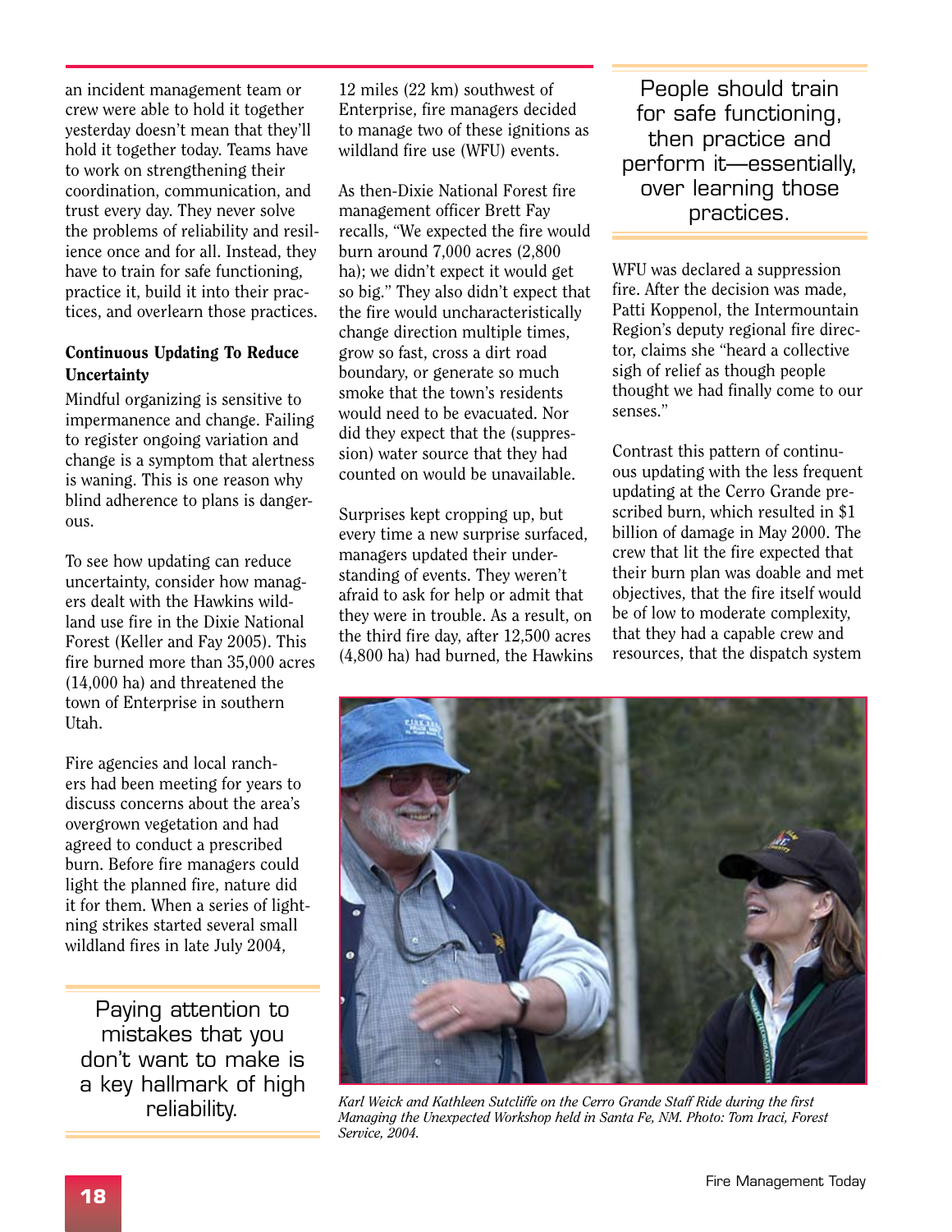an incident management team or crew were able to hold it together yesterday doesn't mean that they'll hold it together today. Teams have to work on strengthening their coordination, communication, and trust every day. They never solve the problems of reliability and resilience once and for all. Instead, they have to train for safe functioning, practice it, build it into their practices, and overlearn those practices.

### Continuous Updating To Reduce Uncertainty

Mindful organizing is sensitive to impermanence and change. Failing to register ongoing variation and change is a symptom that alertness is waning. This is one reason why blind adherence to plans is dangerous.

To see how updating can reduce uncertainty, consider how managers dealt with the Hawkins wildland use fire in the Dixie National Forest (Keller and Fay 2005). This fire burned more than 35,000 acres (14,000 ha) and threatened the town of Enterprise in southern Utah.

Fire agencies and local ranchers had been meeting for years to discuss concerns about the area's overgrown vegetation and had agreed to conduct a prescribed burn. Before fire managers could light the planned fire, nature did it for them. When a series of lightning strikes started several small wildland fires in late July 2004, 12 miles (22 km) southwest of Enterprise, fire managers decided to manage two of these ignitions as wildland fire use (WFU) events.

> Paying attention to mistakes that you don't want to make is a key hallmark of high reliability.

As then-Dixie National Forest fire management officer Brett Fay recalls, "We expected the fire would burn around 7,000 acres (2,800 ha); we didn't expect it would get so big." They also didn't expect that the fire would uncharacteristically change direction multiple times, grow so fast, cross a dirt road boundary, or generate so much smoke that the town's residents would need to be evacuated. Nor did they expect that the (suppression) water source that they had counted on would be unavailable.

Surprises kept cropping up, but every time a new surprise surfaced, managers updated their understanding of events. They weren't afraid to ask for help or admit that they were in trouble. As a result, on the third fire day, after 12,500 acres (4,800 ha) had burned, the Hawkins WFU was declared a suppression fire. After the decision was made, Patti Koppenol, the Intermountain Region's deputy regional fire director, claims she "heard a collective sigh of relief as though people thought we had finally come to our senses."

> People should train for safe functioning, then practice and perform it—essentially, over learning those practices.

Contrast this pattern of continuous updating with the less frequent updating at the Cerro Grande prescribed burn, which resulted in $1 billion of damage in May 2000. The crew that lit the fire expected that their burn plan was doable and met objectives, that the fire itself would be of low to moderate complexity, that they had a capable crew and resources, that the dispatch system

*Karl Weick and Kathleen Sutcliffe on the Cerro Grande Staff Ride during the first Managing the Unexpected Workshop held in Santa Fe, NM. Photo: Tom Iraci, Forest Service, 2004.*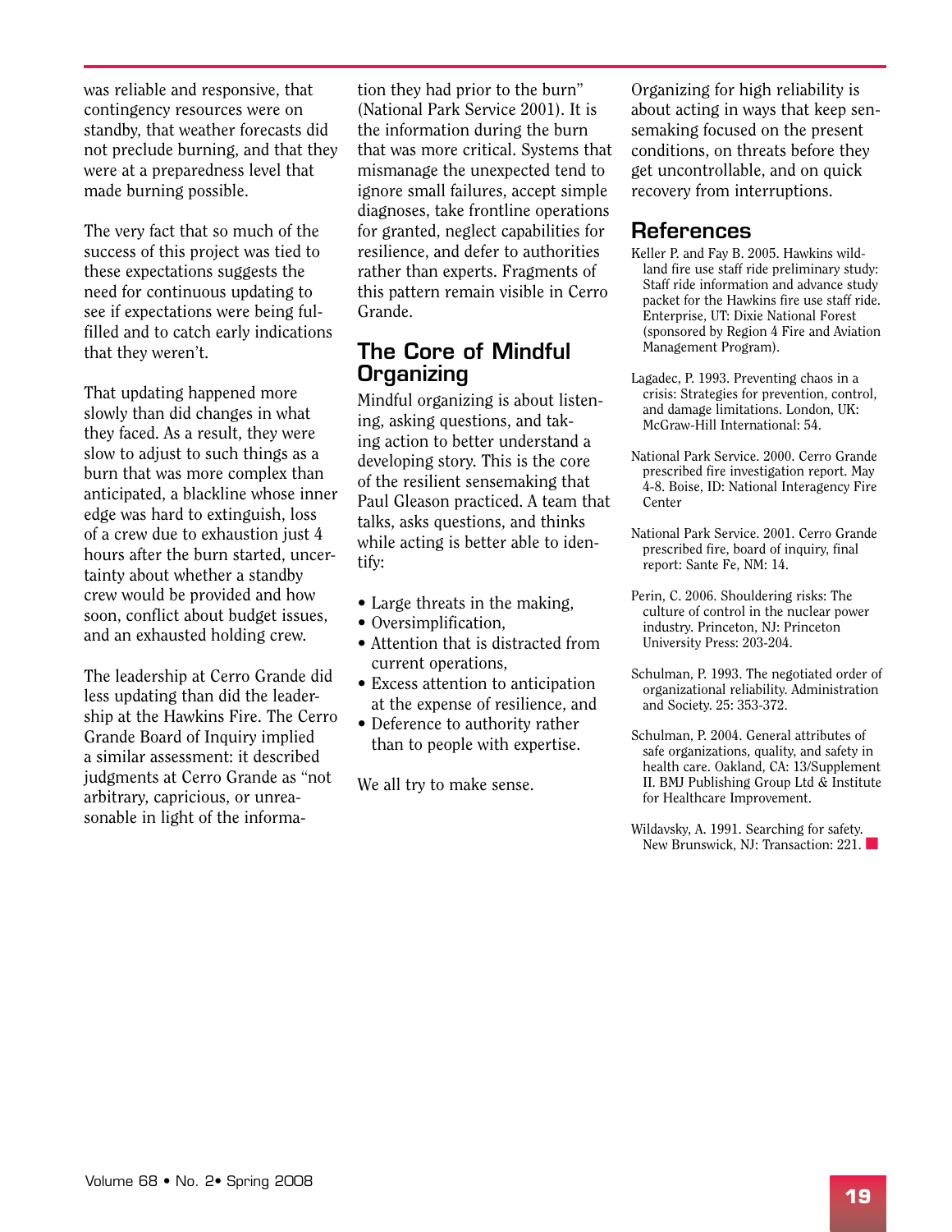was reliable and responsive, that contingency resources were on standby, that weather forecasts did not preclude burning, and that they were at a preparedness level that made burning possible.

The very fact that so much of the success of this project was tied to these expectations suggests the need for continuous updating to see if expectations were being fulfilled and to catch early indications that they weren't.

That updating happened more slowly than did changes in what they faced. As a result, they were slow to adjust to such things as a burn that was more complex than anticipated, a blackline whose inner edge was hard to extinguish, loss of a crew due to exhaustion just 4 hours after the burn started, uncertainty about whether a standby crew would be provided and how soon, conflict about budget issues, and an exhausted holding crew.

The leadership at Cerro Grande did less updating than did the leadership at the Hawkins Fire. The Cerro Grande Board of Inquiry implied a similar assessment: it described judgments at Cerro Grande as "not arbitrary, capricious, or unreasonable in light of the information they had prior to the burn" (National Park Service 2001). It is the information during the burn that was more critical. Systems that mismanage the unexpected tend to ignore small failures, accept simple diagnoses, take frontline operations for granted, neglect capabilities for resilience, and defer to authorities rather than experts. Fragments of this pattern remain visible in Cerro Grande.

## The Core of Mindful Organizing

Mindful organizing is about listening, asking questions, and taking action to better understand a developing story. This is the core of the resilient sensemaking that Paul Gleason practiced. A team that talks, asks questions, and thinks while acting is better able to identify:

- Large threats in the making,
- Oversimplification,
- Attention that is distracted from current operations,
- Excess attention to anticipation at the expense of resilience, and
- Deference to authority rather than to people with expertise.

We all try to make sense.

Organizing for high reliability is about acting in ways that keep sensemaking focused on the present conditions, on threats before they get uncontrollable, and on quick recovery from interruptions.

## References

Keller P. and Fay B. 2005. Hawkins wildland fire use staff ride preliminary study: Staff ride information and advance study packet for the Hawkins fire use staff ride. Enterprise, UT: Dixie National Forest (sponsored by Region 4 Fire and Aviation Management Program).

Lagadec, P. 1993. Preventing chaos in a crisis: Strategies for prevention, control, and damage limitations. London, UK: McGraw-Hill International: 54.

National Park Service. 2000. Cerro Grande prescribed fire investigation report. May 4-8. Boise, ID: National Interagency Fire Center

National Park Service. 2001. Cerro Grande prescribed fire, board of inquiry, final report: Sante Fe, NM: 14.

Perin, C. 2006. Shouldering risks: The culture of control in the nuclear power industry. Princeton, NJ: Princeton University Press: 203-204.

Schulman, P. 1993. The negotiated order of organizational reliability. Administration and Society. 25: 353-372.

Schulman, P. 2004. General attributes of safe organizations, quality, and safety in health care. Oakland, CA: 13/Supplement II. BMJ Publishing Group Ltd & Institute for Healthcare Improvement.

Wildavsky, A. 1991. Searching for safety. New Brunswick, NJ: Transaction: 221.